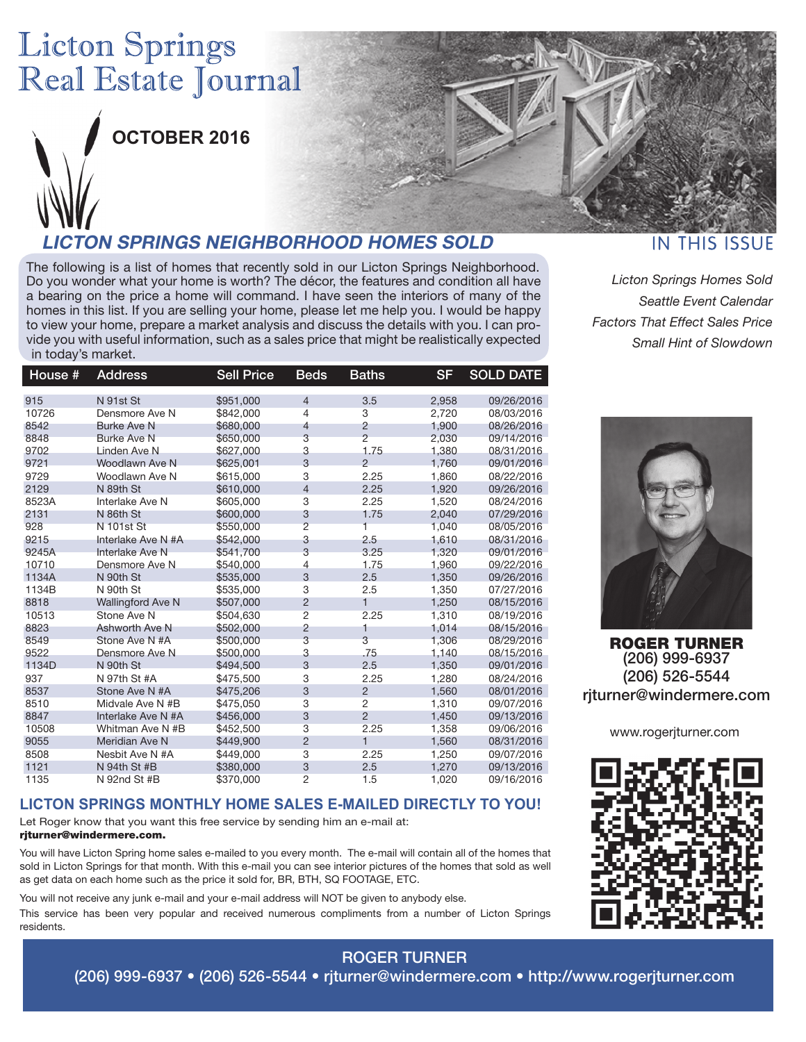# Licton Springs Real Estate Journal

**OCTOBER 2016**

## *LICTON SPRINGS NEIGHBORHOOD HOMES SOLD*

The following is a list of homes that recently sold in our Licton Springs Neighborhood. Do you wonder what your home is worth? The décor, the features and condition all have a bearing on the price a home will command. I have seen the interiors of many of the homes in this list. If you are selling your home, please let me help you. I would be happy to view your home, prepare a market analysis and discuss the details with you. I can provide you with useful information, such as a sales price that might be realistically expected in today's market.

| House # | Address | Sell Price | Beds | Baths | SF | SOLD DATE |
|---|---|---|---|---|---|---|
| 915 | N 91st St | $951,000 | 4 | 3.5 | 2,958 | 09/26/2016 |
| 10726 | Densmore Ave N | $842,000 | 4 | 3 | 2,720 | 08/03/2016 |
| 8542 | Burke Ave N | $680,000 | 4 | 2 | 1,900 | 08/26/2016 |
| 8848 | Burke Ave N | $650,000 | 3 | 2 | 2,030 | 09/14/2016 |
| 9702 | Linden Ave N | $627,000 | 3 | 1.75 | 1,380 | 08/31/2016 |
| 9721 | Woodlawn Ave N | $625,001 | 3 | 2 | 1,760 | 09/01/2016 |
| 9729 | Woodlawn Ave N | $615,000 | 3 | 2.25 | 1,860 | 08/22/2016 |
| 2129 | N 89th St | $610,000 | 4 | 2.25 | 1,920 | 09/26/2016 |
| 8523A | Interlake Ave N | $605,000 | 3 | 2.25 | 1,520 | 08/24/2016 |
| 2131 | N 86th St | $600,000 | 3 | 1.75 | 2,040 | 07/29/2016 |
| 928 | N 101st St | $550,000 | 2 | 1 | 1,040 | 08/05/2016 |
| 9215 | Interlake Ave N #A | $542,000 | 3 | 2.5 | 1,610 | 08/31/2016 |
| 9245A | Interlake Ave N | $541,700 | 3 | 3.25 | 1,320 | 09/01/2016 |
| 10710 | Densmore Ave N | $540,000 | 4 | 1.75 | 1,960 | 09/22/2016 |
| 1134A | N 90th St | $535,000 | 3 | 2.5 | 1,350 | 09/26/2016 |
| 1134B | N 90th St | $535,000 | 3 | 2.5 | 1,350 | 07/27/2016 |
| 8818 | Wallingford Ave N | $507,000 | 2 | 1 | 1,250 | 08/15/2016 |
| 10513 | Stone Ave N | $504,630 | 2 | 2.25 | 1,310 | 08/19/2016 |
| 8823 | Ashworth Ave N | $502,000 | 2 | 1 | 1,014 | 08/15/2016 |
| 8549 | Stone Ave N #A | $500,000 | 3 | 3 | 1,306 | 08/29/2016 |
| 9522 | Densmore Ave N | $500,000 | 3 | .75 | 1,140 | 08/15/2016 |
| 1134D | N 90th St | $494,500 | 3 | 2.5 | 1,350 | 09/01/2016 |
| 937 | N 97th St #A | $475,500 | 3 | 2.25 | 1,280 | 08/24/2016 |
| 8537 | Stone Ave N #A | $475,206 | 3 | 2 | 1,560 | 08/01/2016 |
| 8510 | Midvale Ave N #B | $475,050 | 3 | 2 | 1,310 | 09/07/2016 |
| 8847 | Interlake Ave N #A | $456,000 | 3 | 2 | 1,450 | 09/13/2016 |
| 10508 | Whitman Ave N #B | $452,500 | 3 | 2.25 | 1,358 | 09/06/2016 |
| 9055 | Meridian Ave N | $449,900 | 2 | 1 | 1,560 | 08/31/2016 |
| 8508 | Nesbit Ave N #A | $449,000 | 3 | 2.25 | 1,250 | 09/07/2016 |
| 1121 | N 94th St #B | $380,000 | 3 | 2.5 | 1,270 | 09/13/2016 |
| 1135 | N 92nd St #B | $370,000 | 2 | 1.5 | 1,020 | 09/16/2016 |

## LICTON SPRINGS MONTHLY HOME SALES E-MAILED DIRECTLY TO YOU!

Let Roger know that you want this free service by sending him an e-mail at:
**rjturner@windermere.com.**

You will have Licton Spring home sales e-mailed to you every month. The e-mail will contain all of the homes that sold in Licton Springs for that month. With this e-mail you can see interior pictures of the homes that sold as well as get data on each home such as the price it sold for, BR, BTH, SQ FOOTAGE, ETC.

You will not receive any junk e-mail and your e-mail address will NOT be given to anybody else.

This service has been very popular and received numerous compliments from a number of Licton Springs residents.

## IN THIS ISSUE

*Licton Springs Homes Sold*
*Seattle Event Calendar*
*Factors That Effect Sales Price*
*Small Hint of Slowdown*

**ROGER TURNER**
(206) 999-6937
(206) 526-5544
rjturner@windermere.com

www.rogerjturner.com

**ROGER TURNER**
(206) 999-6937 • (206) 526-5544 • rjturner@windermere.com • http://www.rogerjturner.com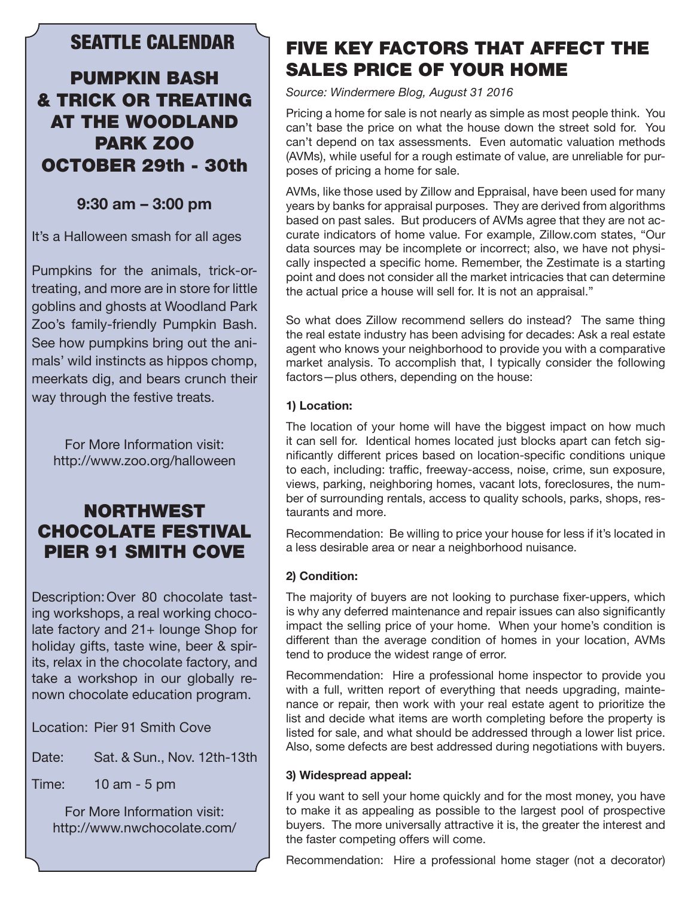## SEATTLE CALENDAR

### PUMPKIN BASH & TRICK OR TREATING AT THE WOODLAND PARK ZOO OCTOBER 29th - 30th

**9:30 am – 3:00 pm**

It's a Halloween smash for all ages

Pumpkins for the animals, trick-or-treating, and more are in store for little goblins and ghosts at Woodland Park Zoo's family-friendly Pumpkin Bash. See how pumpkins bring out the animals' wild instincts as hippos chomp, meerkats dig, and bears crunch their way through the festive treats.

For More Information visit:
http://www.zoo.org/halloween

### NORTHWEST CHOCOLATE FESTIVAL PIER 91 SMITH COVE

Description: Over 80 chocolate tasting workshops, a real working chocolate factory and 21+ lounge Shop for holiday gifts, taste wine, beer & spirits, relax in the chocolate factory, and take a workshop in our globally renown chocolate education program.

Location: Pier 91 Smith Cove

Date: Sat. & Sun., Nov. 12th-13th

Time: 10 am - 5 pm

For More Information visit:
http://www.nwchocolate.com/

## FIVE KEY FACTORS THAT AFFECT THE SALES PRICE OF YOUR HOME

*Source: Windermere Blog, August 31 2016*

Pricing a home for sale is not nearly as simple as most people think. You can't base the price on what the house down the street sold for. You can't depend on tax assessments. Even automatic valuation methods (AVMs), while useful for a rough estimate of value, are unreliable for purposes of pricing a home for sale.

AVMs, like those used by Zillow and Eppraisal, have been used for many years by banks for appraisal purposes. They are derived from algorithms based on past sales. But producers of AVMs agree that they are not accurate indicators of home value. For example, Zillow.com states, "Our data sources may be incomplete or incorrect; also, we have not physically inspected a specific home. Remember, the Zestimate is a starting point and does not consider all the market intricacies that can determine the actual price a house will sell for. It is not an appraisal."

So what does Zillow recommend sellers do instead? The same thing the real estate industry has been advising for decades: Ask a real estate agent who knows your neighborhood to provide you with a comparative market analysis. To accomplish that, I typically consider the following factors—plus others, depending on the house:

**1) Location:**

The location of your home will have the biggest impact on how much it can sell for. Identical homes located just blocks apart can fetch significantly different prices based on location-specific conditions unique to each, including: traffic, freeway-access, noise, crime, sun exposure, views, parking, neighboring homes, vacant lots, foreclosures, the number of surrounding rentals, access to quality schools, parks, shops, restaurants and more.

Recommendation: Be willing to price your house for less if it's located in a less desirable area or near a neighborhood nuisance.

**2) Condition:**

The majority of buyers are not looking to purchase fixer-uppers, which is why any deferred maintenance and repair issues can also significantly impact the selling price of your home. When your home's condition is different than the average condition of homes in your location, AVMs tend to produce the widest range of error.

Recommendation: Hire a professional home inspector to provide you with a full, written report of everything that needs upgrading, maintenance or repair, then work with your real estate agent to prioritize the list and decide what items are worth completing before the property is listed for sale, and what should be addressed through a lower list price. Also, some defects are best addressed during negotiations with buyers.

**3) Widespread appeal:**

If you want to sell your home quickly and for the most money, you have to make it as appealing as possible to the largest pool of prospective buyers. The more universally attractive it is, the greater the interest and the faster competing offers will come.

Recommendation: Hire a professional home stager (not a decorator)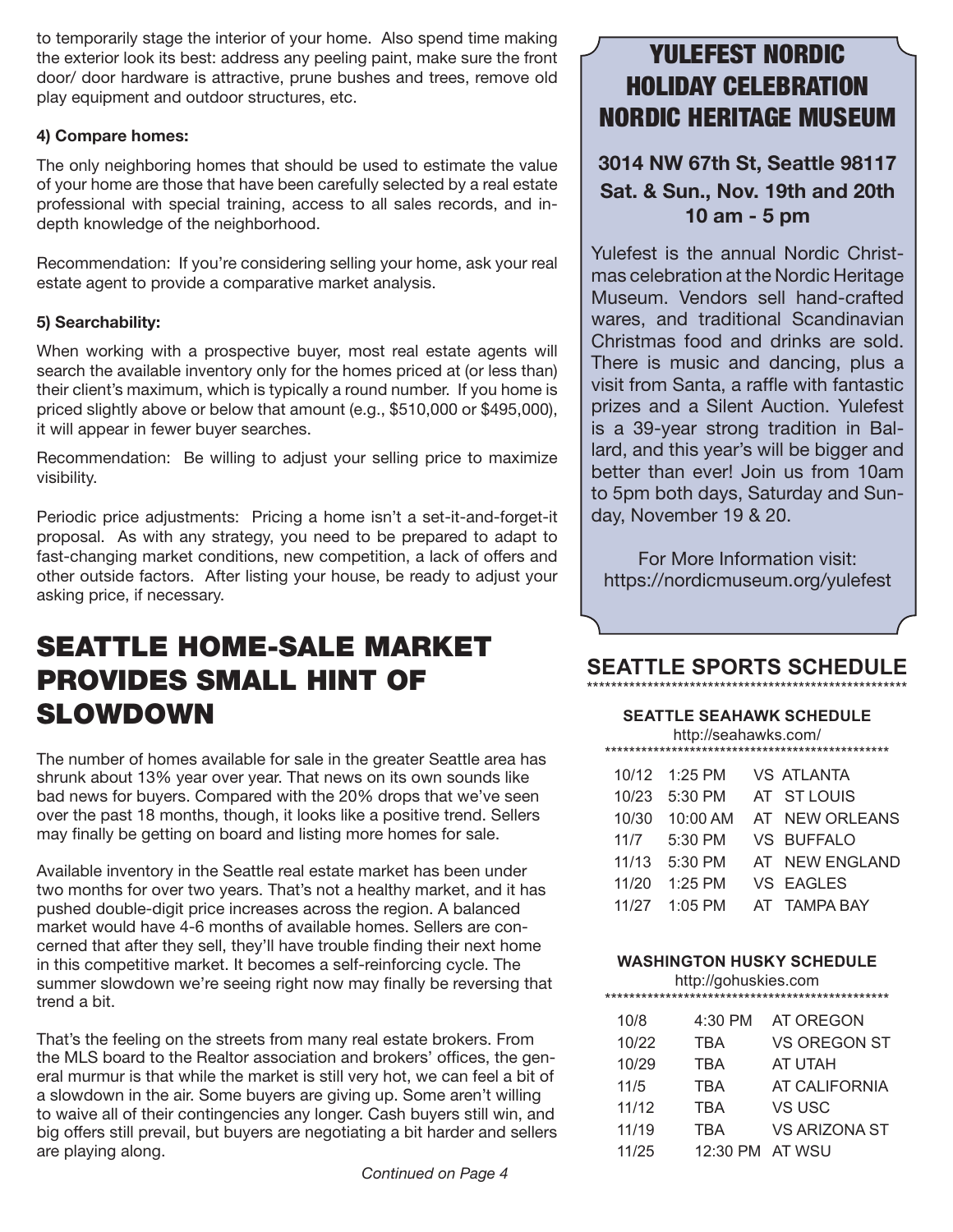to temporarily stage the interior of your home. Also spend time making the exterior look its best: address any peeling paint, make sure the front door/ door hardware is attractive, prune bushes and trees, remove old play equipment and outdoor structures, etc.

**4) Compare homes:**

The only neighboring homes that should be used to estimate the value of your home are those that have been carefully selected by a real estate professional with special training, access to all sales records, and in-depth knowledge of the neighborhood.

Recommendation: If you're considering selling your home, ask your real estate agent to provide a comparative market analysis.

**5) Searchability:**

When working with a prospective buyer, most real estate agents will search the available inventory only for the homes priced at (or less than) their client's maximum, which is typically a round number. If you home is priced slightly above or below that amount (e.g., $510,000 or $495,000), it will appear in fewer buyer searches.

Recommendation: Be willing to adjust your selling price to maximize visibility.

Periodic price adjustments: Pricing a home isn't a set-it-and-forget-it proposal. As with any strategy, you need to be prepared to adapt to fast-changing market conditions, new competition, a lack of offers and other outside factors. After listing your house, be ready to adjust your asking price, if necessary.

# SEATTLE HOME-SALE MARKET PROVIDES SMALL HINT OF SLOWDOWN

The number of homes available for sale in the greater Seattle area has shrunk about 13% year over year. That news on its own sounds like bad news for buyers. Compared with the 20% drops that we've seen over the past 18 months, though, it looks like a positive trend. Sellers may finally be getting on board and listing more homes for sale.

Available inventory in the Seattle real estate market has been under two months for over two years. That's not a healthy market, and it has pushed double-digit price increases across the region. A balanced market would have 4-6 months of available homes. Sellers are concerned that after they sell, they'll have trouble finding their next home in this competitive market. It becomes a self-reinforcing cycle. The summer slowdown we're seeing right now may finally be reversing that trend a bit.

That's the feeling on the streets from many real estate brokers. From the MLS board to the Realtor association and brokers' offices, the general murmur is that while the market is still very hot, we can feel a bit of a slowdown in the air. Some buyers are giving up. Some aren't willing to waive all of their contingencies any longer. Cash buyers still win, and big offers still prevail, but buyers are negotiating a bit harder and sellers are playing along.

*Continued on Page 4*

## YULEFEST NORDIC HOLIDAY CELEBRATION NORDIC HERITAGE MUSEUM

**3014 NW 67th St, Seattle 98117**
**Sat. & Sun., Nov. 19th and 20th**
**10 am - 5 pm**

Yulefest is the annual Nordic Christmas celebration at the Nordic Heritage Museum. Vendors sell hand-crafted wares, and traditional Scandinavian Christmas food and drinks are sold. There is music and dancing, plus a visit from Santa, a raffle with fantastic prizes and a Silent Auction. Yulefest is a 39-year strong tradition in Ballard, and this year's will be bigger and better than ever! Join us from 10am to 5pm both days, Saturday and Sunday, November 19 & 20.

For More Information visit: https://nordicmuseum.org/yulefest

## SEATTLE SPORTS SCHEDULE

### SEATTLE SEAHAWK SCHEDULE

http://seahawks.com/

| Date | Time | Opponent |
|---|---|---|
| 10/12 | 1:25 PM | VS ATLANTA |
| 10/23 | 5:30 PM | AT ST LOUIS |
| 10/30 | 10:00 AM | AT NEW ORLEANS |
| 11/7 | 5:30 PM | VS BUFFALO |
| 11/13 | 5:30 PM | AT NEW ENGLAND |
| 11/20 | 1:25 PM | VS EAGLES |
| 11/27 | 1:05 PM | AT TAMPA BAY |

### WASHINGTON HUSKY SCHEDULE

http://gohuskies.com

| Date | Time | Opponent |
|---|---|---|
| 10/8 | 4:30 PM | AT OREGON |
| 10/22 | TBA | VS OREGON ST |
| 10/29 | TBA | AT UTAH |
| 11/5 | TBA | AT CALIFORNIA |
| 11/12 | TBA | VS USC |
| 11/19 | TBA | VS ARIZONA ST |
| 11/25 | 12:30 PM | AT WSU |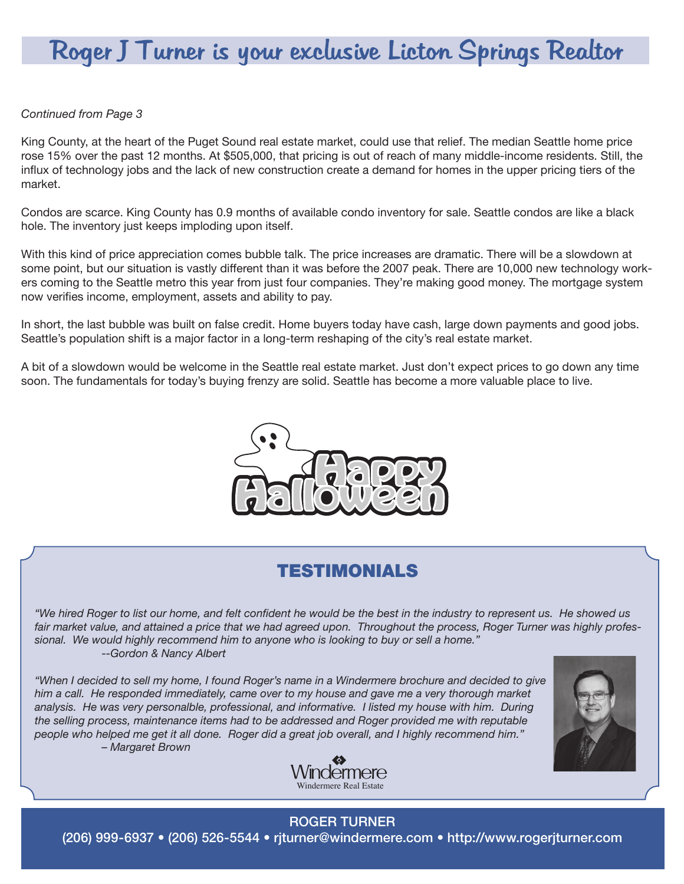# Roger J Turner is your exclusive Licton Springs Realtor

*Continued from Page 3*

King County, at the heart of the Puget Sound real estate market, could use that relief. The median Seattle home price rose 15% over the past 12 months. At $505,000, that pricing is out of reach of many middle-income residents. Still, the influx of technology jobs and the lack of new construction create a demand for homes in the upper pricing tiers of the market.

Condos are scarce. King County has 0.9 months of available condo inventory for sale. Seattle condos are like a black hole. The inventory just keeps imploding upon itself.

With this kind of price appreciation comes bubble talk. The price increases are dramatic. There will be a slowdown at some point, but our situation is vastly different than it was before the 2007 peak. There are 10,000 new technology workers coming to the Seattle metro this year from just four companies. They're making good money. The mortgage system now verifies income, employment, assets and ability to pay.

In short, the last bubble was built on false credit. Home buyers today have cash, large down payments and good jobs. Seattle's population shift is a major factor in a long-term reshaping of the city's real estate market.

A bit of a slowdown would be welcome in the Seattle real estate market. Just don't expect prices to go down any time soon. The fundamentals for today's buying frenzy are solid. Seattle has become a more valuable place to live.

Happy Halloween

## TESTIMONIALS

*"We hired Roger to list our home, and felt confident he would be the best in the industry to represent us. He showed us fair market value, and attained a price that we had agreed upon. Throughout the process, Roger Turner was highly professional. We would highly recommend him to anyone who is looking to buy or sell a home."*
*--Gordon & Nancy Albert*

*"When I decided to sell my home, I found Roger's name in a Windermere brochure and decided to give him a call. He responded immediately, came over to my house and gave me a very thorough market analysis. He was very personalble, professional, and informative. I listed my house with him. During the selling process, maintenance items had to be addressed and Roger provided me with reputable people who helped me get it all done. Roger did a great job overall, and I highly recommend him."*
*– Margaret Brown*

Windermere
Windermere Real Estate

**ROGER TURNER**
**(206) 999-6937 • (206) 526-5544 • rjturner@windermere.com • http://www.rogerjturner.com**